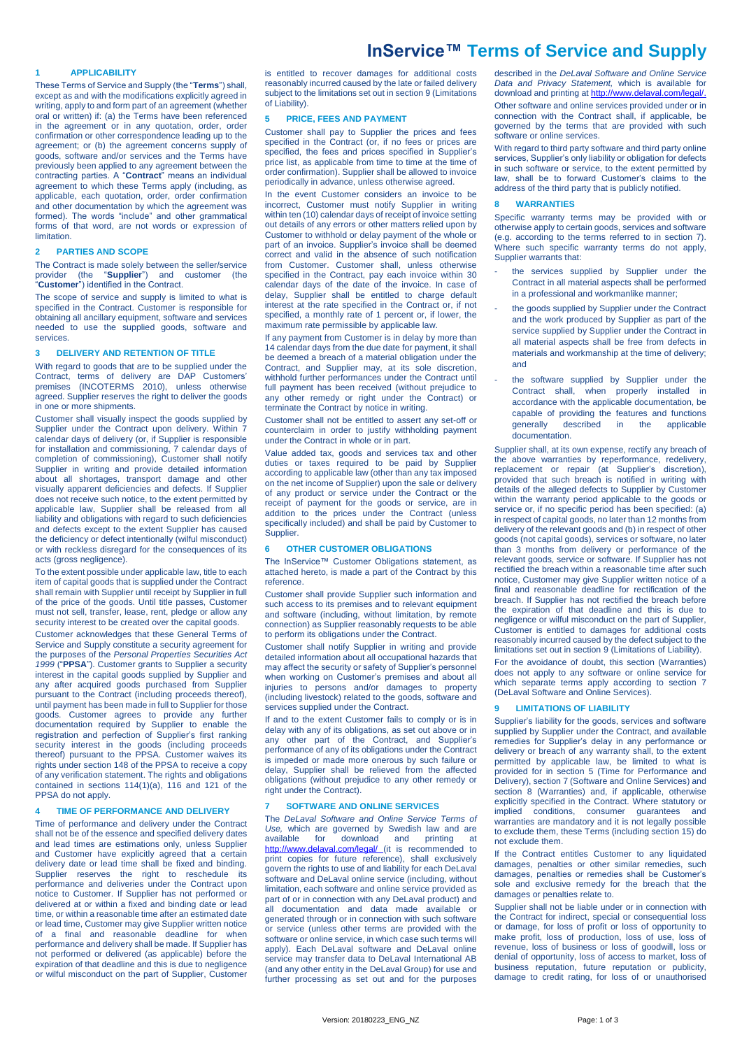# InService™ Terms of Service and Supply

## 1 APPLICABILITY

These Terms of Service and Supply (the "**Terms**") shall, except as and with the modifications explicitly agreed in writing, apply to and form part of an agreement (whether oral or written) if: (a) the Terms have been referenced in the agreement or in any quotation, order, order confirmation or other correspondence leading up to the agreement; or (b) the agreement concerns supply of goods, software and/or services and the Terms have previously been applied to any agreement between the contracting parties. A "**Contract**" means an individual agreement to which these Terms apply (including, as applicable, each quotation, order, order confirmation and other documentation by which the agreement was formed). The words "include" and other grammatical forms of that word, are not words or expression of limitation.

## 2 PARTIES AND SCOPE

The Contract is made solely between the seller/service provider (the "**Supplier**") and customer (the "**Customer**") identified in the Contract.

The scope of service and supply is limited to what is specified in the Contract. Customer is responsible for obtaining all ancillary equipment, software and services needed to use the supplied goods, software and services.

## 3 DELIVERY AND RETENTION OF TITLE

With regard to goods that are to be supplied under the Contract, terms of delivery are DAP Customers' premises (INCOTERMS 2010), unless otherwise agreed. Supplier reserves the right to deliver the goods in one or more shipments.

Customer shall visually inspect the goods supplied by Supplier under the Contract upon delivery. Within 7 calendar days of delivery (or, if Supplier is responsible for installation and commissioning, 7 calendar days of completion of commissioning), Customer shall notify Supplier in writing and provide detailed information about all shortages, transport damage and other visually apparent deficiencies and defects. If Supplier does not receive such notice, to the extent permitted by applicable law, Supplier shall be released from all liability and obligations with regard to such deficiencies and defects except to the extent Supplier has caused the deficiency or defect intentionally (wilful misconduct) or with reckless disregard for the consequences of its acts (gross negligence).

To the extent possible under applicable law, title to each item of capital goods that is supplied under the Contract shall remain with Supplier until receipt by Supplier in full of the price of the goods. Until title passes, Customer must not sell, transfer, lease, rent, pledge or allow any security interest to be created over the capital goods.

Customer acknowledges that these General Terms of Service and Supply constitute a security agreement for the purposes of the *Personal Properties Securities Act 1999* ("**PPSA**"). Customer grants to Supplier a security interest in the capital goods supplied by Supplier and any after acquired goods purchased from Supplier pursuant to the Contract (including proceeds thereof), until payment has been made in full to Supplier for those goods. Customer agrees to provide any further documentation required by Supplier to enable the registration and perfection of Supplier's first ranking security interest in the goods (including proceeds thereof) pursuant to the PPSA. Customer waives its rights under section 148 of the PPSA to receive a copy of any verification statement. The rights and obligations contained in sections 114(1)(a), 116 and 121 of the PPSA do not apply.

## 4 TIME OF PERFORMANCE AND DELIVERY

Time of performance and delivery under the Contract shall not be of the essence and specified delivery dates and lead times are estimations only, unless Supplier and Customer have explicitly agreed that a certain delivery date or lead time shall be fixed and binding. Supplier reserves the right to reschedule its performance and deliveries under the Contract upon notice to Customer. If Supplier has not performed or delivered at or within a fixed and binding date or lead time, or within a reasonable time after an estimated date or lead time, Customer may give Supplier written notice of a final and reasonable deadline for when performance and delivery shall be made. If Supplier has not performed or delivered (as applicable) before the expiration of that deadline and this is due to negligence or wilful misconduct on the part of Supplier, Customer is entitled to recover damages for additional costs reasonably incurred caused by the late or failed delivery subject to the limitations set out in section 9 (Limitations of Liability).

## 5 PRICE, FEES AND PAYMENT

Customer shall pay to Supplier the prices and fees specified in the Contract (or, if no fees or prices are specified, the fees and prices specified in Supplier's price list, as applicable from time to time at the time of order confirmation). Supplier shall be allowed to invoice periodically in advance, unless otherwise agreed.

In the event Customer considers an invoice to be incorrect, Customer must notify Supplier in writing within ten (10) calendar days of receipt of invoice setting out details of any errors or other matters relied upon by Customer to withhold or delay payment of the whole or part of an invoice. Supplier's invoice shall be deemed correct and valid in the absence of such notification from Customer. Customer shall, unless otherwise specified in the Contract, pay each invoice within 30 calendar days of the date of the invoice. In case of delay, Supplier shall be entitled to charge default interest at the rate specified in the Contract or, if not specified, a monthly rate of 1 percent or, if lower, the maximum rate permissible by applicable law.

If any payment from Customer is in delay by more than 14 calendar days from the due date for payment, it shall be deemed a breach of a material obligation under the Contract, and Supplier may, at its sole discretion, withhold further performances under the Contract until full payment has been received (without prejudice to any other remedy or right under the Contract) or terminate the Contract by notice in writing.

Customer shall not be entitled to assert any set-off or counterclaim in order to justify withholding payment under the Contract in whole or in part.

Value added tax, goods and services tax and other duties or taxes required to be paid by Supplier according to applicable law (other than any tax imposed on the net income of Supplier) upon the sale or delivery of any product or service under the Contract or the receipt of payment for the goods or service, are in addition to the prices under the Contract (unless specifically included) and shall be paid by Customer to Supplier.

## 6 OTHER CUSTOMER OBLIGATIONS

The InService™ Customer Obligations statement, as attached hereto, is made a part of the Contract by this reference.

Customer shall provide Supplier such information and such access to its premises and to relevant equipment and software (including, without limitation, by remote connection) as Supplier reasonably requests to be able to perform its obligations under the Contract.

Customer shall notify Supplier in writing and provide detailed information about all occupational hazards that may affect the security or safety of Supplier's personnel when working on Customer's premises and about all injuries to persons and/or damages to property (including livestock) related to the goods, software and services supplied under the Contract.

If and to the extent Customer fails to comply or is in delay with any of its obligations, as set out above or in any other part of the Contract, and Supplier's performance of any of its obligations under the Contract is impeded or made more onerous by such failure or delay, Supplier shall be relieved from the affected obligations (without prejudice to any other remedy or right under the Contract).

## 7 SOFTWARE AND ONLINE SERVICES

The *DeLaval Software and Online Service Terms of Use,* which are governed by Swedish law and are available for download and printing at http://www.delaval.com/legal/ (it is recommended to print copies for future reference), shall exclusively govern the rights to use of and liability for each DeLaval software and DeLaval online service (including, without limitation, each software and online service provided as part of or in connection with any DeLaval product) and all documentation and data made available or generated through or in connection with such software or service (unless other terms are provided with the software or online service, in which case such terms will apply). Each DeLaval software and DeLaval online service may transfer data to DeLaval International AB (and any other entity in the DeLaval Group) for use and further processing as set out and for the purposes described in the *DeLaval Software and Online Service Data and Privacy Statement,* which is available for download and printing at http://www.delaval.com/legal/.

Other software and online services provided under or in connection with the Contract shall, if applicable, be governed by the terms that are provided with such software or online services.

With regard to third party software and third party online services, Supplier's only liability or obligation for defects in such software or service, to the extent permitted by law, shall be to forward Customer's claims to the address of the third party that is publicly notified.

## 8 WARRANTIES

Specific warranty terms may be provided with or otherwise apply to certain goods, services and software (e.g. according to the terms referred to in section 7). Where such specific warranty terms do not apply, Supplier warrants that:

- the services supplied by Supplier under the Contract in all material aspects shall be performed in a professional and workmanlike manner;
- the goods supplied by Supplier under the Contract and the work produced by Supplier as part of the service supplied by Supplier under the Contract in all material aspects shall be free from defects in materials and workmanship at the time of delivery; and
- the software supplied by Supplier under the Contract shall, when properly installed in accordance with the applicable documentation, be capable of providing the features and functions generally described in the applicable documentation.

Supplier shall, at its own expense, rectify any breach of the above warranties by reperformance, redelivery, replacement or repair (at Supplier's discretion), provided that such breach is notified in writing with details of the alleged defects to Supplier by Customer within the warranty period applicable to the goods or service or, if no specific period has been specified: (a) in respect of capital goods, no later than 12 months from delivery of the relevant goods and (b) in respect of other goods (not capital goods), services or software, no later than 3 months from delivery or performance of the relevant goods, service or software. If Supplier has not rectified the breach within a reasonable time after such notice, Customer may give Supplier written notice of a final and reasonable deadline for rectification of the breach. If Supplier has not rectified the breach before the expiration of that deadline and this is due to negligence or wilful misconduct on the part of Supplier, Customer is entitled to damages for additional costs reasonably incurred caused by the defect subject to the limitations set out in section 9 (Limitations of Liability).

For the avoidance of doubt, this section (Warranties) does not apply to any software or online service for which separate terms apply according to section 7 (DeLaval Software and Online Services).

## 9 LIMITATIONS OF LIABILITY

Supplier's liability for the goods, services and software supplied by Supplier under the Contract, and available remedies for Supplier's delay in any performance or delivery or breach of any warranty shall, to the extent permitted by applicable law, be limited to what is provided for in section 5 (Time for Performance and Delivery), section 7 (Software and Online Services) and section 8 (Warranties) and, if applicable, otherwise explicitly specified in the Contract. Where statutory or implied conditions, consumer guarantees and warranties are mandatory and it is not legally possible to exclude them, these Terms (including section 15) do not exclude them.

If the Contract entitles Customer to any liquidated damages, penalties or other similar remedies, such damages, penalties or remedies shall be Customer's sole and exclusive remedy for the breach that the damages or penalties relate to.

Supplier shall not be liable under or in connection with the Contract for indirect, special or consequential loss or damage, for loss of profit or loss of opportunity to make profit, loss of production, loss of use, loss of revenue, loss of business or loss of goodwill, loss or denial of opportunity, loss of access to market, loss of business reputation, future reputation or publicity, damage to credit rating, for loss of or unauthorised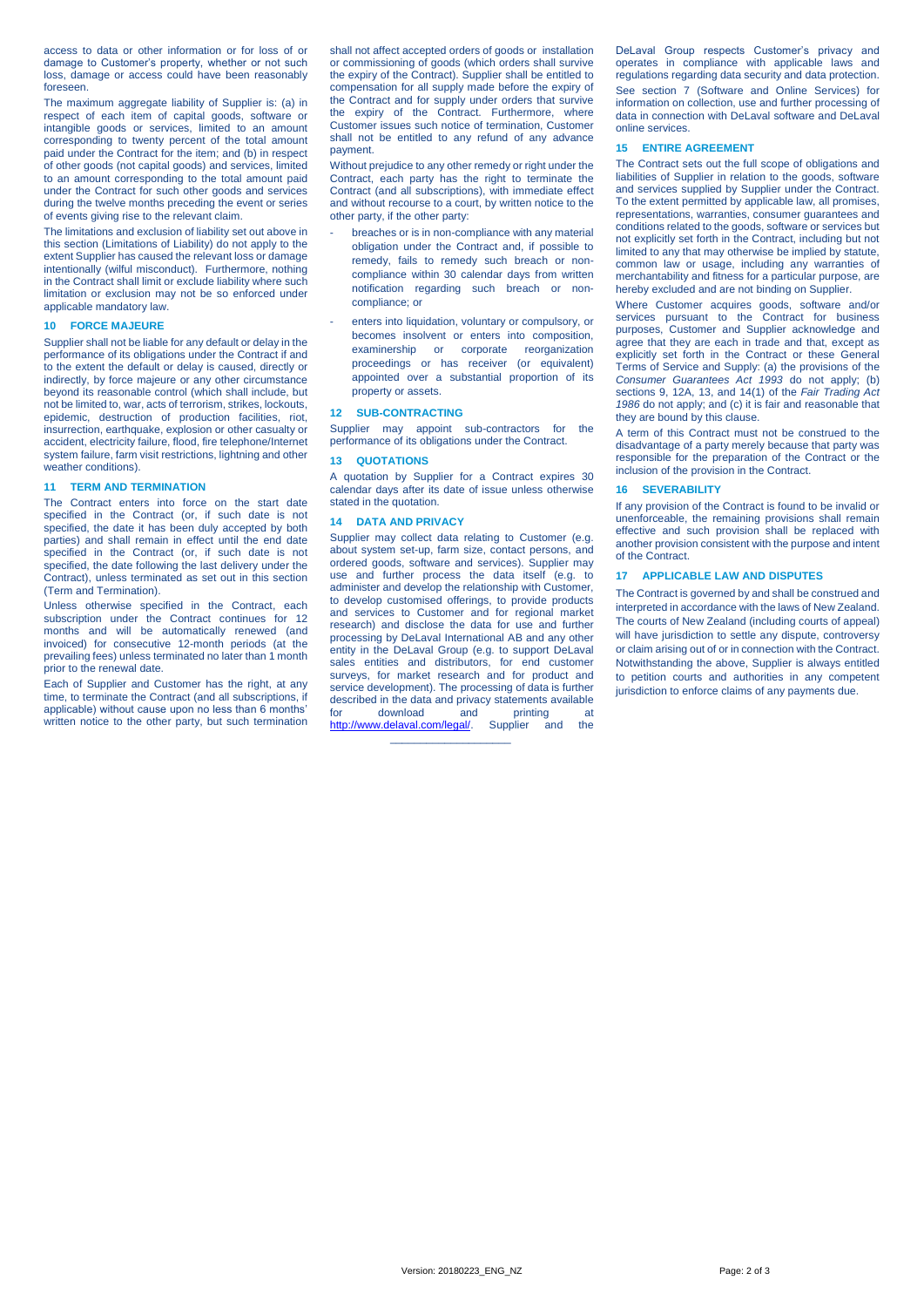access to data or other information or for loss of or damage to Customer's property, whether or not such loss, damage or access could have been reasonably foreseen.

The maximum aggregate liability of Supplier is: (a) in respect of each item of capital goods, software or intangible goods or services, limited to an amount corresponding to twenty percent of the total amount paid under the Contract for the item; and (b) in respect of other goods (not capital goods) and services, limited to an amount corresponding to the total amount paid under the Contract for such other goods and services during the twelve months preceding the event or series of events giving rise to the relevant claim.

The limitations and exclusion of liability set out above in this section (Limitations of Liability) do not apply to the extent Supplier has caused the relevant loss or damage intentionally (wilful misconduct). Furthermore, nothing in the Contract shall limit or exclude liability where such limitation or exclusion may not be so enforced under applicable mandatory law.

## 10 FORCE MAJEURE

Supplier shall not be liable for any default or delay in the performance of its obligations under the Contract if and to the extent the default or delay is caused, directly or indirectly, by force majeure or any other circumstance beyond its reasonable control (which shall include, but not be limited to, war, acts of terrorism, strikes, lockouts, epidemic, destruction of production facilities, riot, insurrection, earthquake, explosion or other casualty or accident, electricity failure, flood, fire telephone/Internet system failure, farm visit restrictions, lightning and other weather conditions).

## 11 TERM AND TERMINATION

The Contract enters into force on the start date specified in the Contract (or, if such date is not specified, the date it has been duly accepted by both parties) and shall remain in effect until the end date specified in the Contract (or, if such date is not specified, the date following the last delivery under the Contract), unless terminated as set out in this section (Term and Termination).

Unless otherwise specified in the Contract, each subscription under the Contract continues for 12 months and will be automatically renewed (and invoiced) for consecutive 12-month periods (at the prevailing fees) unless terminated no later than 1 month prior to the renewal date.

Each of Supplier and Customer has the right, at any time, to terminate the Contract (and all subscriptions, if applicable) without cause upon no less than 6 months' written notice to the other party, but such termination shall not affect accepted orders of goods or installation or commissioning of goods (which orders shall survive the expiry of the Contract). Supplier shall be entitled to compensation for all supply made before the expiry of the Contract and for supply under orders that survive the expiry of the Contract. Furthermore, where Customer issues such notice of termination, Customer shall not be entitled to any refund of any advance payment.

Without prejudice to any other remedy or right under the Contract, each party has the right to terminate the Contract (and all subscriptions), with immediate effect and without recourse to a court, by written notice to the other party, if the other party:

- breaches or is in non-compliance with any material obligation under the Contract and, if possible to remedy, fails to remedy such breach or non-compliance within 30 calendar days from written notification regarding such breach or non-compliance; or
- enters into liquidation, voluntary or compulsory, or becomes insolvent or enters into composition, examinership or corporate reorganization proceedings or has receiver (or equivalent) appointed over a substantial proportion of its property or assets.

## 12 SUB-CONTRACTING

Supplier may appoint sub-contractors for the performance of its obligations under the Contract.

## 13 QUOTATIONS

A quotation by Supplier for a Contract expires 30 calendar days after its date of issue unless otherwise stated in the quotation.

## 14 DATA AND PRIVACY

Supplier may collect data relating to Customer (e.g. about system set-up, farm size, contact persons, and ordered goods, software and services). Supplier may use and further process the data itself (e.g. to administer and develop the relationship with Customer, to develop customised offerings, to provide products and services to Customer and for regional market research) and disclose the data for use and further processing by DeLaval International AB and any other entity in the DeLaval Group (e.g. to support DeLaval sales entities and distributors, for end customer surveys, for market research and for product and service development). The processing of data is further described in the data and privacy statements available for download and printing at http://www.delaval.com/legal/. Supplier and the DeLaval Group respects Customer's privacy and operates in compliance with applicable laws and regulations regarding data security and data protection.

See section 7 (Software and Online Services) for information on collection, use and further processing of data in connection with DeLaval software and DeLaval online services.

## 15 ENTIRE AGREEMENT

The Contract sets out the full scope of obligations and liabilities of Supplier in relation to the goods, software and services supplied by Supplier under the Contract. To the extent permitted by applicable law, all promises, representations, warranties, consumer guarantees and conditions related to the goods, software or services but not explicitly set forth in the Contract, including but not limited to any that may otherwise be implied by statute, common law or usage, including any warranties of merchantability and fitness for a particular purpose, are hereby excluded and are not binding on Supplier.

Where Customer acquires goods, software and/or services pursuant to the Contract for business purposes, Customer and Supplier acknowledge and agree that they are each in trade and that, except as explicitly set forth in the Contract or these General Terms of Service and Supply: (a) the provisions of the *Consumer Guarantees Act 1993* do not apply; (b) sections 9, 12A, 13, and 14(1) of the *Fair Trading Act 1986* do not apply; and (c) it is fair and reasonable that they are bound by this clause.

A term of this Contract must not be construed to the disadvantage of a party merely because that party was responsible for the preparation of the Contract or the inclusion of the provision in the Contract.

## 16 SEVERABILITY

If any provision of the Contract is found to be invalid or unenforceable, the remaining provisions shall remain effective and such provision shall be replaced with another provision consistent with the purpose and intent of the Contract.

## 17 APPLICABLE LAW AND DISPUTES

The Contract is governed by and shall be construed and interpreted in accordance with the laws of New Zealand. The courts of New Zealand (including courts of appeal) will have jurisdiction to settle any dispute, controversy or claim arising out of or in connection with the Contract. Notwithstanding the above, Supplier is always entitled to petition courts and authorities in any competent jurisdiction to enforce claims of any payments due.

\_\_\_\_\_\_\_\_\_\_\_\_\_\_\_\_\_\_\_\_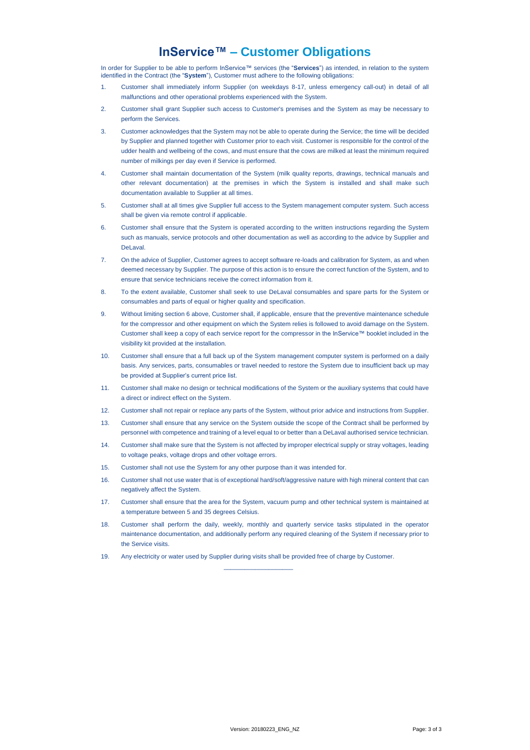# InService™ – Customer Obligations

In order for Supplier to be able to perform InService™ services (the "**Services**") as intended, in relation to the system identified in the Contract (the "**System**"), Customer must adhere to the following obligations:

1. Customer shall immediately inform Supplier (on weekdays 8-17, unless emergency call-out) in detail of all malfunctions and other operational problems experienced with the System.
2. Customer shall grant Supplier such access to Customer's premises and the System as may be necessary to perform the Services.
3. Customer acknowledges that the System may not be able to operate during the Service; the time will be decided by Supplier and planned together with Customer prior to each visit. Customer is responsible for the control of the udder health and wellbeing of the cows, and must ensure that the cows are milked at least the minimum required number of milkings per day even if Service is performed.
4. Customer shall maintain documentation of the System (milk quality reports, drawings, technical manuals and other relevant documentation) at the premises in which the System is installed and shall make such documentation available to Supplier at all times.
5. Customer shall at all times give Supplier full access to the System management computer system. Such access shall be given via remote control if applicable.
6. Customer shall ensure that the System is operated according to the written instructions regarding the System such as manuals, service protocols and other documentation as well as according to the advice by Supplier and DeLaval.
7. On the advice of Supplier, Customer agrees to accept software re-loads and calibration for System, as and when deemed necessary by Supplier. The purpose of this action is to ensure the correct function of the System, and to ensure that service technicians receive the correct information from it.
8. To the extent available, Customer shall seek to use DeLaval consumables and spare parts for the System or consumables and parts of equal or higher quality and specification.
9. Without limiting section 6 above, Customer shall, if applicable, ensure that the preventive maintenance schedule for the compressor and other equipment on which the System relies is followed to avoid damage on the System. Customer shall keep a copy of each service report for the compressor in the InService™ booklet included in the visibility kit provided at the installation.
10. Customer shall ensure that a full back up of the System management computer system is performed on a daily basis. Any services, parts, consumables or travel needed to restore the System due to insufficient back up may be provided at Supplier's current price list.
11. Customer shall make no design or technical modifications of the System or the auxiliary systems that could have a direct or indirect effect on the System.
12. Customer shall not repair or replace any parts of the System, without prior advice and instructions from Supplier.
13. Customer shall ensure that any service on the System outside the scope of the Contract shall be performed by personnel with competence and training of a level equal to or better than a DeLaval authorised service technician.
14. Customer shall make sure that the System is not affected by improper electrical supply or stray voltages, leading to voltage peaks, voltage drops and other voltage errors.
15. Customer shall not use the System for any other purpose than it was intended for.
16. Customer shall not use water that is of exceptional hard/soft/aggressive nature with high mineral content that can negatively affect the System.
17. Customer shall ensure that the area for the System, vacuum pump and other technical system is maintained at a temperature between 5 and 35 degrees Celsius.
18. Customer shall perform the daily, weekly, monthly and quarterly service tasks stipulated in the operator maintenance documentation, and additionally perform any required cleaning of the System if necessary prior to the Service visits.
19. Any electricity or water used by Supplier during visits shall be provided free of charge by Customer.

Version: 20180223_ENG_NZ